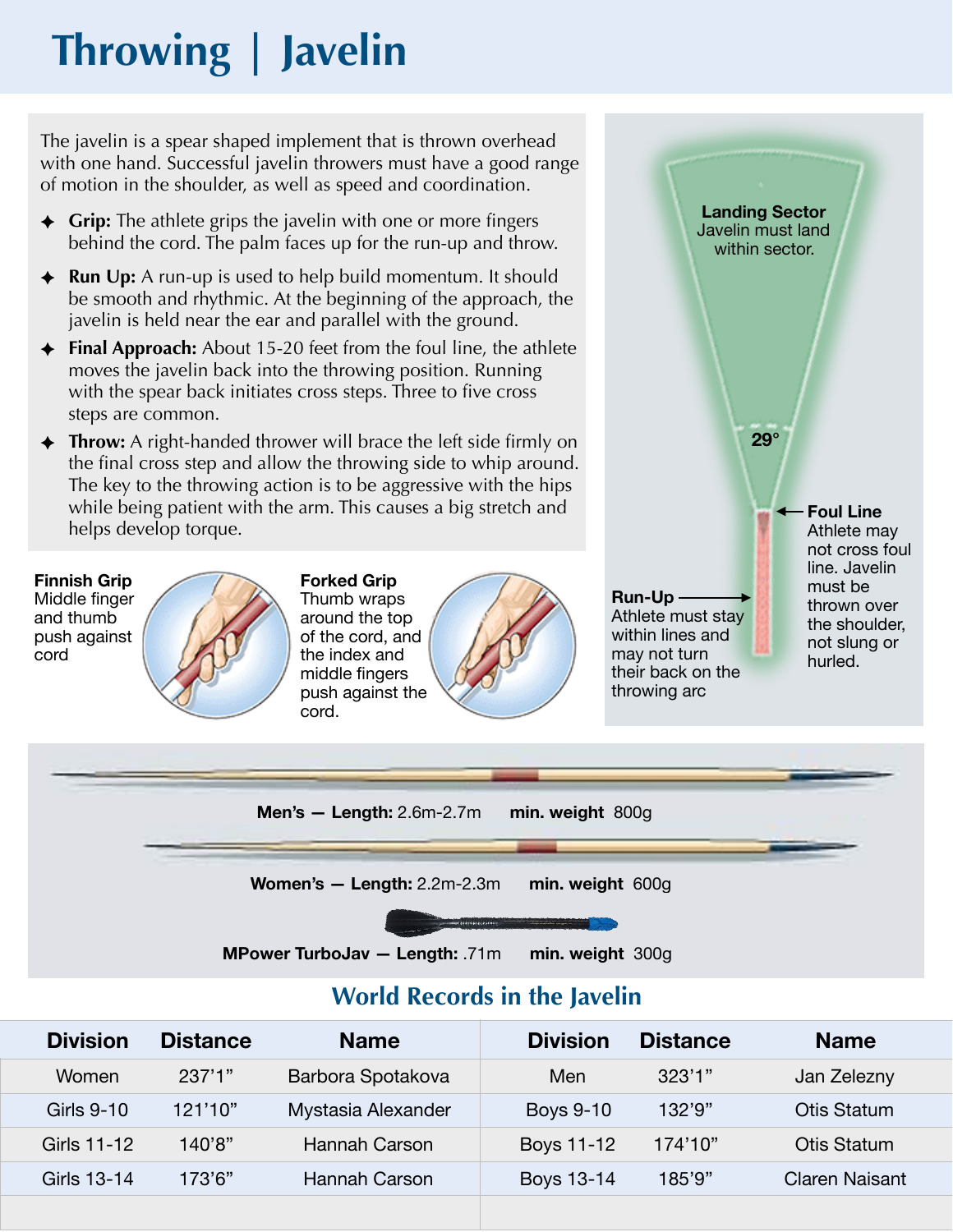# Throwing | Javelin

The javelin is a spear shaped implement that is thrown overhead with one hand. Successful javelin throwers must have a good range of motion in the shoulder, as well as speed and coordination.

- **Grip:** The athlete grips the javelin with one or more fingers behind the cord. The palm faces up for the run-up and throw.
- **Run Up:** A run-up is used to help build momentum. It should be smooth and rhythmic. At the beginning of the approach, the javelin is held near the ear and parallel with the ground.
- **Final Approach:** About 15-20 feet from the foul line, the athlete moves the javelin back into the throwing position. Running with the spear back initiates cross steps. Three to five cross steps are common.
- **Throw:** A right-handed thrower will brace the left side firmly on the final cross step and allow the throwing side to whip around. The key to the throwing action is to be aggressive with the hips while being patient with the arm. This causes a big stretch and helps develop torque.

**Finnish Grip**
Middle finger and thumb push against cord

**Forked Grip**
Thumb wraps around the top of the cord, and the index and middle fingers push against the cord.

**Landing Sector**
Javelin must land within sector.

29°

**Foul Line**
Athlete may not cross foul line. Javelin must be thrown over the shoulder, not slung or hurled.

**Run-Up**
Athlete must stay within lines and may not turn their back on the throwing arc

**Men's — Length:** 2.6m-2.7m **min. weight** 800g

**Women's — Length:** 2.2m-2.3m **min. weight** 600g

**MPower TurboJav — Length:** .71m **min. weight** 300g

## World Records in the Javelin

| Division | Distance | Name | Division | Distance | Name |
|---|---|---|---|---|---|
| Women | 237'1" | Barbora Spotakova | Men | 323'1" | Jan Zelezny |
| Girls 9-10 | 121'10" | Mystasia Alexander | Boys 9-10 | 132'9" | Otis Statum |
| Girls 11-12 | 140'8" | Hannah Carson | Boys 11-12 | 174'10" | Otis Statum |
| Girls 13-14 | 173'6" | Hannah Carson | Boys 13-14 | 185'9" | Claren Naisant |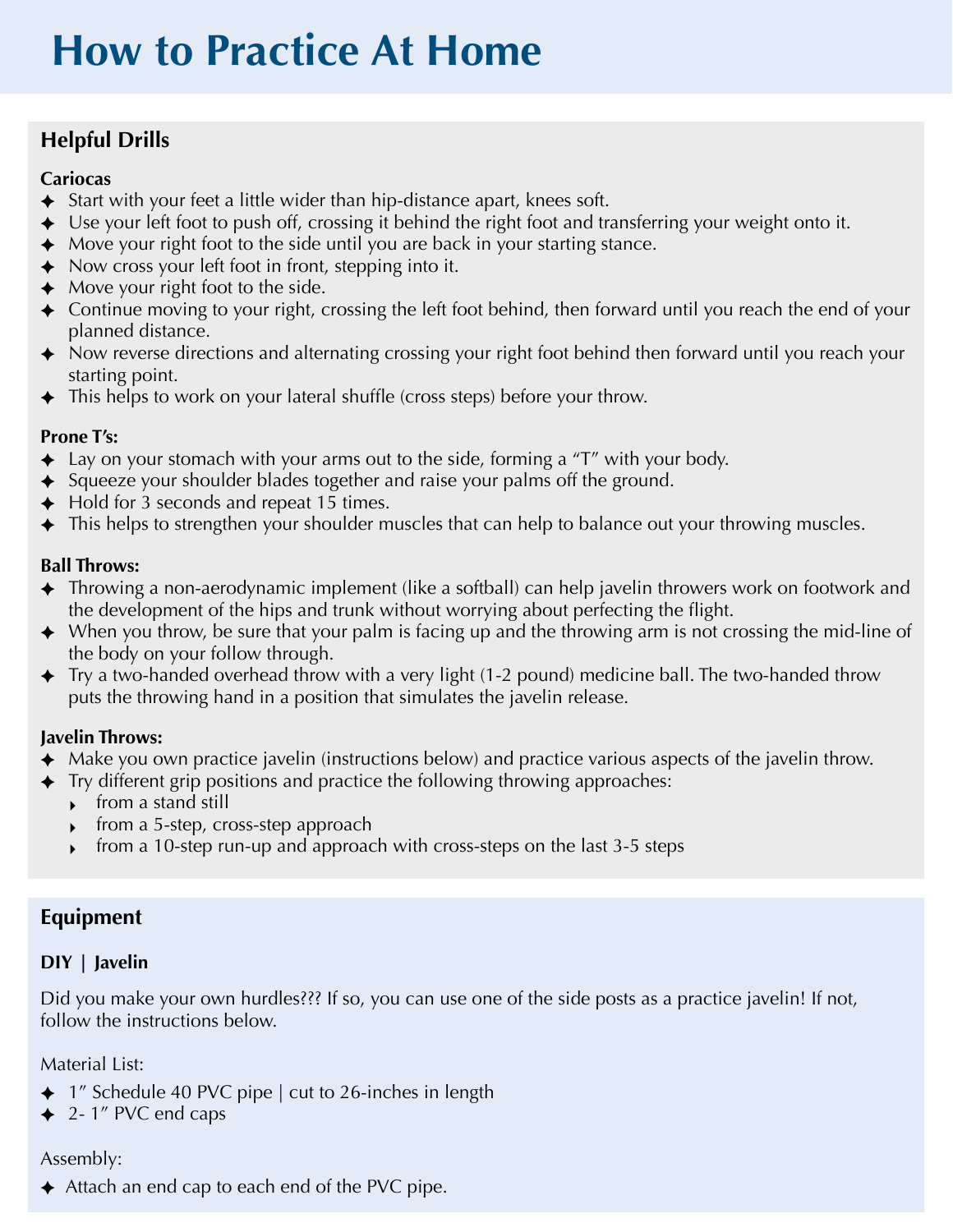# How to Practice At Home

## Helpful Drills

### Cariocas

- Start with your feet a little wider than hip-distance apart, knees soft.
- Use your left foot to push off, crossing it behind the right foot and transferring your weight onto it.
- Move your right foot to the side until you are back in your starting stance.
- Now cross your left foot in front, stepping into it.
- Move your right foot to the side.
- Continue moving to your right, crossing the left foot behind, then forward until you reach the end of your planned distance.
- Now reverse directions and alternating crossing your right foot behind then forward until you reach your starting point.
- This helps to work on your lateral shuffle (cross steps) before your throw.

### Prone T's:

- Lay on your stomach with your arms out to the side, forming a "T" with your body.
- Squeeze your shoulder blades together and raise your palms off the ground.
- Hold for 3 seconds and repeat 15 times.
- This helps to strengthen your shoulder muscles that can help to balance out your throwing muscles.

### Ball Throws:

- Throwing a non-aerodynamic implement (like a softball) can help javelin throwers work on footwork and the development of the hips and trunk without worrying about perfecting the flight.
- When you throw, be sure that your palm is facing up and the throwing arm is not crossing the mid-line of the body on your follow through.
- Try a two-handed overhead throw with a very light (1-2 pound) medicine ball. The two-handed throw puts the throwing hand in a position that simulates the javelin release.

### Javelin Throws:

- Make you own practice javelin (instructions below) and practice various aspects of the javelin throw.
- Try different grip positions and practice the following throwing approaches:
  - from a stand still
  - from a 5-step, cross-step approach
  - from a 10-step run-up and approach with cross-steps on the last 3-5 steps

## Equipment

### DIY | Javelin

Did you make your own hurdles??? If so, you can use one of the side posts as a practice javelin! If not, follow the instructions below.

Material List:

- 1" Schedule 40 PVC pipe | cut to 26-inches in length
- 2- 1" PVC end caps

Assembly:

- Attach an end cap to each end of the PVC pipe.